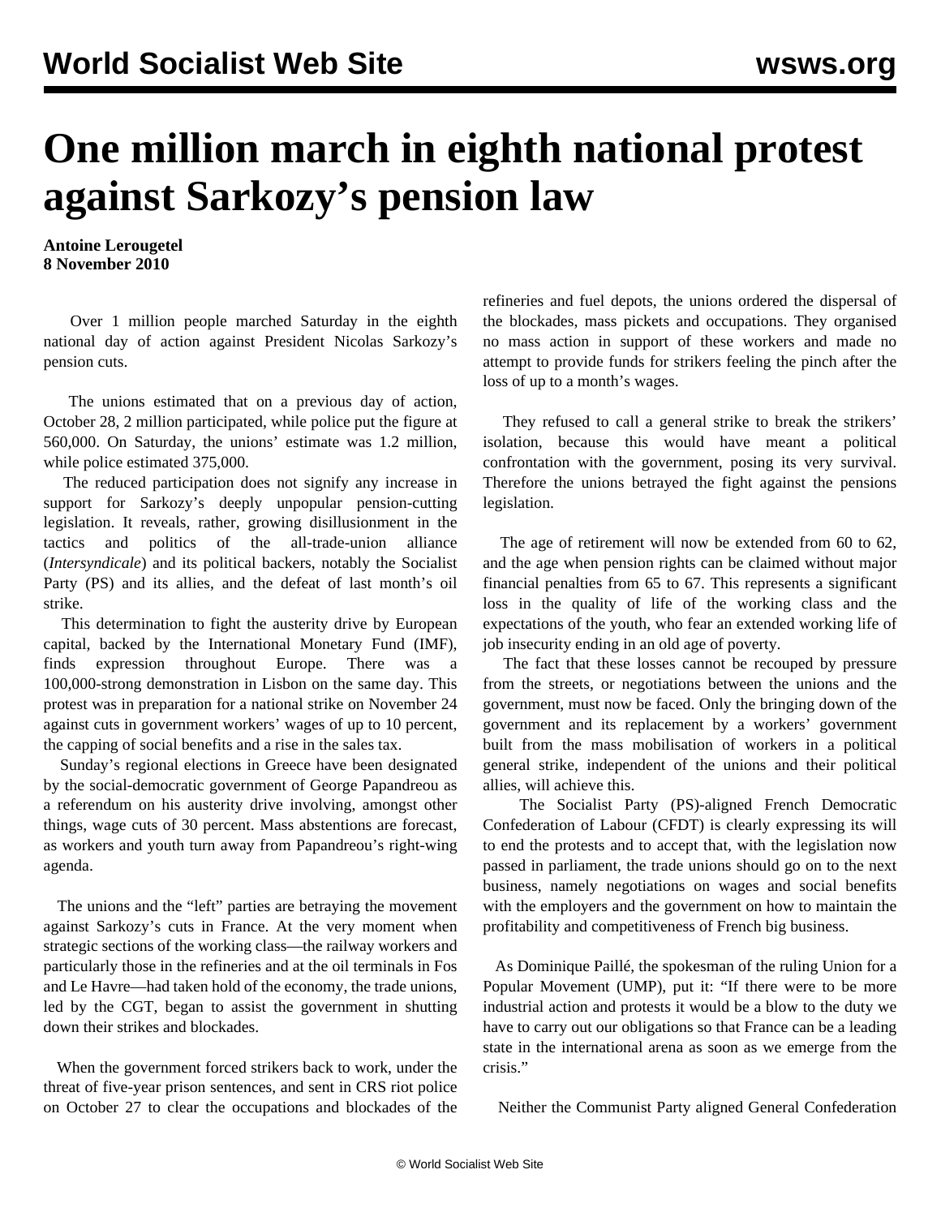# One million march in eighth national protest against Sarkozy's pension law

**Antoine Lerougetel**
**8 November 2010**

Over 1 million people marched Saturday in the eighth national day of action against President Nicolas Sarkozy's pension cuts.

The unions estimated that on a previous day of action, October 28, 2 million participated, while police put the figure at 560,000. On Saturday, the unions' estimate was 1.2 million, while police estimated 375,000.

The reduced participation does not signify any increase in support for Sarkozy's deeply unpopular pension-cutting legislation. It reveals, rather, growing disillusionment in the tactics and politics of the all-trade-union alliance (*Intersyndicale*) and its political backers, notably the Socialist Party (PS) and its allies, and the defeat of last month's oil strike.

This determination to fight the austerity drive by European capital, backed by the International Monetary Fund (IMF), finds expression throughout Europe. There was a 100,000-strong demonstration in Lisbon on the same day. This protest was in preparation for a national strike on November 24 against cuts in government workers' wages of up to 10 percent, the capping of social benefits and a rise in the sales tax.

Sunday's regional elections in Greece have been designated by the social-democratic government of George Papandreou as a referendum on his austerity drive involving, amongst other things, wage cuts of 30 percent. Mass abstentions are forecast, as workers and youth turn away from Papandreou's right-wing agenda.

The unions and the "left" parties are betraying the movement against Sarkozy's cuts in France. At the very moment when strategic sections of the working class—the railway workers and particularly those in the refineries and at the oil terminals in Fos and Le Havre—had taken hold of the economy, the trade unions, led by the CGT, began to assist the government in shutting down their strikes and blockades.

When the government forced strikers back to work, under the threat of five-year prison sentences, and sent in CRS riot police on October 27 to clear the occupations and blockades of the refineries and fuel depots, the unions ordered the dispersal of the blockades, mass pickets and occupations. They organised no mass action in support of these workers and made no attempt to provide funds for strikers feeling the pinch after the loss of up to a month's wages.

They refused to call a general strike to break the strikers' isolation, because this would have meant a political confrontation with the government, posing its very survival. Therefore the unions betrayed the fight against the pensions legislation.

The age of retirement will now be extended from 60 to 62, and the age when pension rights can be claimed without major financial penalties from 65 to 67. This represents a significant loss in the quality of life of the working class and the expectations of the youth, who fear an extended working life of job insecurity ending in an old age of poverty.

The fact that these losses cannot be recouped by pressure from the streets, or negotiations between the unions and the government, must now be faced. Only the bringing down of the government and its replacement by a workers' government built from the mass mobilisation of workers in a political general strike, independent of the unions and their political allies, will achieve this.

The Socialist Party (PS)-aligned French Democratic Confederation of Labour (CFDT) is clearly expressing its will to end the protests and to accept that, with the legislation now passed in parliament, the trade unions should go on to the next business, namely negotiations on wages and social benefits with the employers and the government on how to maintain the profitability and competitiveness of French big business.

As Dominique Paillé, the spokesman of the ruling Union for a Popular Movement (UMP), put it: "If there were to be more industrial action and protests it would be a blow to the duty we have to carry out our obligations so that France can be a leading state in the international arena as soon as we emerge from the crisis."

Neither the Communist Party aligned General Confederation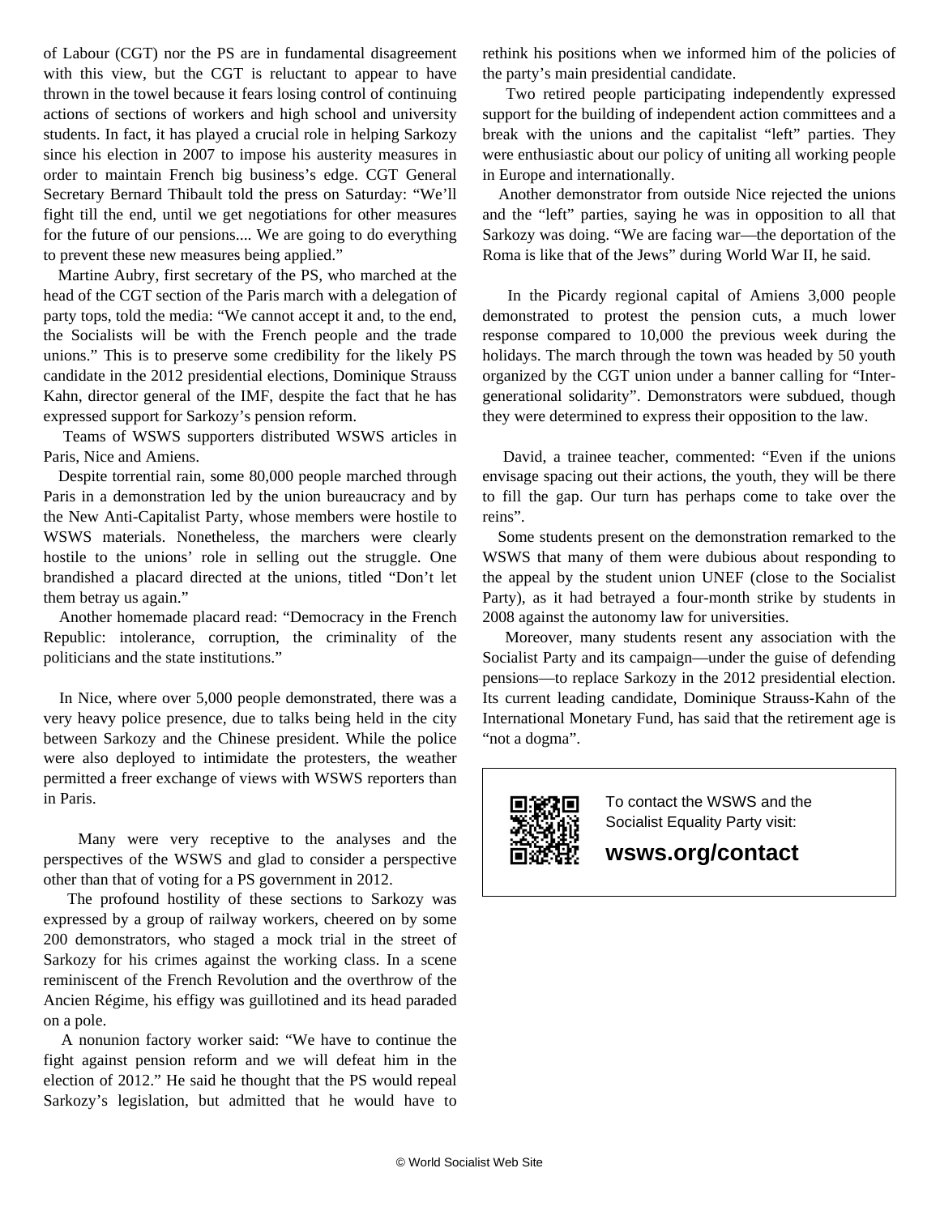of Labour (CGT) nor the PS are in fundamental disagreement with this view, but the CGT is reluctant to appear to have thrown in the towel because it fears losing control of continuing actions of sections of workers and high school and university students. In fact, it has played a crucial role in helping Sarkozy since his election in 2007 to impose his austerity measures in order to maintain French big business's edge. CGT General Secretary Bernard Thibault told the press on Saturday: "We'll fight till the end, until we get negotiations for other measures for the future of our pensions.... We are going to do everything to prevent these new measures being applied."

Martine Aubry, first secretary of the PS, who marched at the head of the CGT section of the Paris march with a delegation of party tops, told the media: "We cannot accept it and, to the end, the Socialists will be with the French people and the trade unions." This is to preserve some credibility for the likely PS candidate in the 2012 presidential elections, Dominique Strauss Kahn, director general of the IMF, despite the fact that he has expressed support for Sarkozy's pension reform.

Teams of WSWS supporters distributed WSWS articles in Paris, Nice and Amiens.

Despite torrential rain, some 80,000 people marched through Paris in a demonstration led by the union bureaucracy and by the New Anti-Capitalist Party, whose members were hostile to WSWS materials. Nonetheless, the marchers were clearly hostile to the unions' role in selling out the struggle. One brandished a placard directed at the unions, titled "Don't let them betray us again."

Another homemade placard read: "Democracy in the French Republic: intolerance, corruption, the criminality of the politicians and the state institutions."

In Nice, where over 5,000 people demonstrated, there was a very heavy police presence, due to talks being held in the city between Sarkozy and the Chinese president. While the police were also deployed to intimidate the protesters, the weather permitted a freer exchange of views with WSWS reporters than in Paris.

Many were very receptive to the analyses and the perspectives of the WSWS and glad to consider a perspective other than that of voting for a PS government in 2012.

The profound hostility of these sections to Sarkozy was expressed by a group of railway workers, cheered on by some 200 demonstrators, who staged a mock trial in the street of Sarkozy for his crimes against the working class. In a scene reminiscent of the French Revolution and the overthrow of the Ancien Régime, his effigy was guillotined and its head paraded on a pole.

A nonunion factory worker said: "We have to continue the fight against pension reform and we will defeat him in the election of 2012." He said he thought that the PS would repeal Sarkozy's legislation, but admitted that he would have to rethink his positions when we informed him of the policies of the party's main presidential candidate.

Two retired people participating independently expressed support for the building of independent action committees and a break with the unions and the capitalist "left" parties. They were enthusiastic about our policy of uniting all working people in Europe and internationally.

Another demonstrator from outside Nice rejected the unions and the "left" parties, saying he was in opposition to all that Sarkozy was doing. "We are facing war—the deportation of the Roma is like that of the Jews" during World War II, he said.

In the Picardy regional capital of Amiens 3,000 people demonstrated to protest the pension cuts, a much lower response compared to 10,000 the previous week during the holidays. The march through the town was headed by 50 youth organized by the CGT union under a banner calling for "Inter-generational solidarity". Demonstrators were subdued, though they were determined to express their opposition to the law.

David, a trainee teacher, commented: "Even if the unions envisage spacing out their actions, the youth, they will be there to fill the gap. Our turn has perhaps come to take over the reins".

Some students present on the demonstration remarked to the WSWS that many of them were dubious about responding to the appeal by the student union UNEF (close to the Socialist Party), as it had betrayed a four-month strike by students in 2008 against the autonomy law for universities.

Moreover, many students resent any association with the Socialist Party and its campaign—under the guise of defending pensions—to replace Sarkozy in the 2012 presidential election. Its current leading candidate, Dominique Strauss-Kahn of the International Monetary Fund, has said that the retirement age is "not a dogma".

To contact the WSWS and the Socialist Equality Party visit:

**wsws.org/contact**